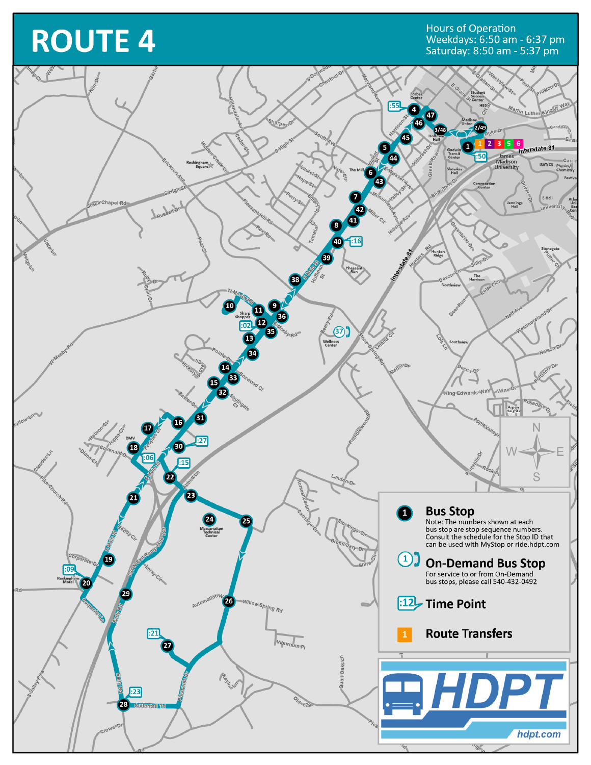# ROUTE 4

**Hours of Operation**
Weekdays: 6:50 am - 6:37 pm
Saturday: 8:50 am - 5:37 pm

**Bus Stop**
Note: The numbers shown at each bus stop are stop sequence numbers. Consult the schedule for the Stop ID that can be used with MyStop or ride.hdpt.com

**On-Demand Bus Stop**
For service to or from On-Demand bus stops, please call 540-432-0492

**Time Point**

**Route Transfers**

HDPT
hdpt.com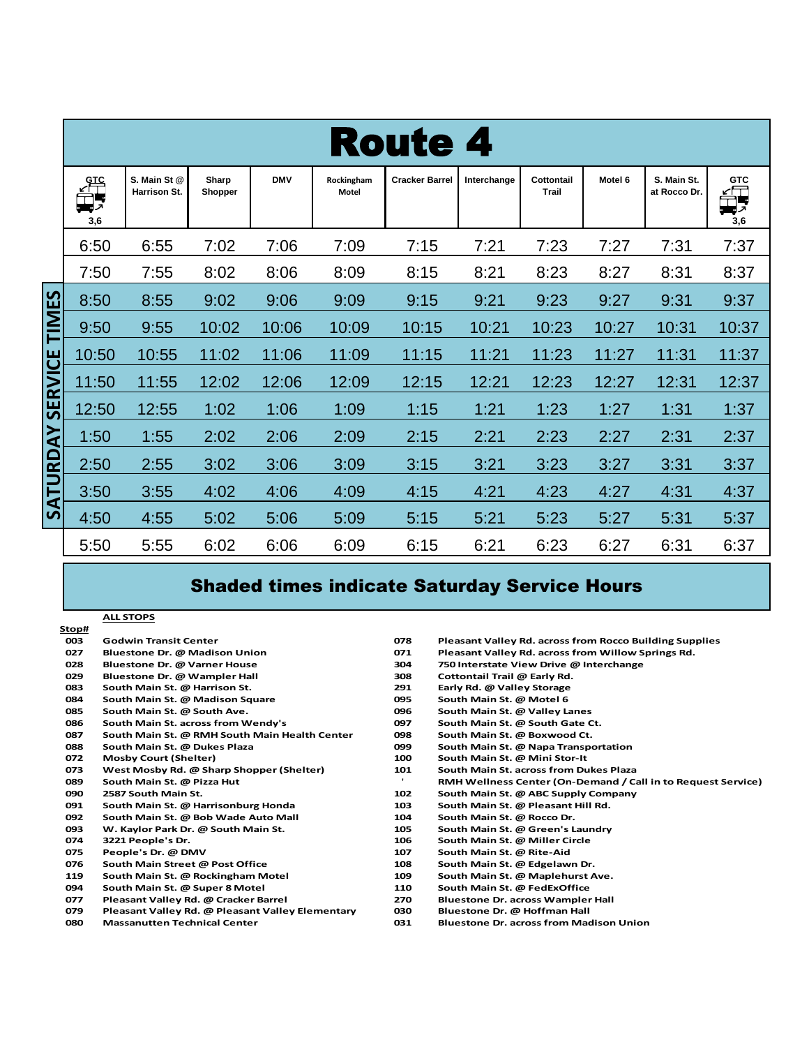# Route 4

| GTC 3,6 | S. Main St @ Harrison St. | Sharp Shopper | DMV | Rockingham Motel | Cracker Barrel | Interchange | Cottontail Trail | Motel 6 | S. Main St. at Rocco Dr. | GTC 3,6 |
|---|---|---|---|---|---|---|---|---|---|---|
| 6:50 | 6:55 | 7:02 | 7:06 | 7:09 | 7:15 | 7:21 | 7:23 | 7:27 | 7:31 | 7:37 |
| 7:50 | 7:55 | 8:02 | 8:06 | 8:09 | 8:15 | 8:21 | 8:23 | 8:27 | 8:31 | 8:37 |
| 8:50 | 8:55 | 9:02 | 9:06 | 9:09 | 9:15 | 9:21 | 9:23 | 9:27 | 9:31 | 9:37 |
| 9:50 | 9:55 | 10:02 | 10:06 | 10:09 | 10:15 | 10:21 | 10:23 | 10:27 | 10:31 | 10:37 |
| 10:50 | 10:55 | 11:02 | 11:06 | 11:09 | 11:15 | 11:21 | 11:23 | 11:27 | 11:31 | 11:37 |
| 11:50 | 11:55 | 12:02 | 12:06 | 12:09 | 12:15 | 12:21 | 12:23 | 12:27 | 12:31 | 12:37 |
| 12:50 | 12:55 | 1:02 | 1:06 | 1:09 | 1:15 | 1:21 | 1:23 | 1:27 | 1:31 | 1:37 |
| 1:50 | 1:55 | 2:02 | 2:06 | 2:09 | 2:15 | 2:21 | 2:23 | 2:27 | 2:31 | 2:37 |
| 2:50 | 2:55 | 3:02 | 3:06 | 3:09 | 3:15 | 3:21 | 3:23 | 3:27 | 3:31 | 3:37 |
| 3:50 | 3:55 | 4:02 | 4:06 | 4:09 | 4:15 | 4:21 | 4:23 | 4:27 | 4:31 | 4:37 |
| 4:50 | 4:55 | 5:02 | 5:06 | 5:09 | 5:15 | 5:21 | 5:23 | 5:27 | 5:31 | 5:37 |
| 5:50 | 5:55 | 6:02 | 6:06 | 6:09 | 6:15 | 6:21 | 6:23 | 6:27 | 6:31 | 6:37 |

SATURDAY SERVICE TIMES

**Shaded times indicate Saturday Service Hours**

**ALL STOPS**

| Stop# | |
|---|---|
| 003 | Godwin Transit Center |
| 027 | Bluestone Dr. @ Madison Union |
| 028 | Bluestone Dr. @ Varner House |
| 029 | Bluestone Dr. @ Wampler Hall |
| 083 | South Main St. @ Harrison St. |
| 084 | South Main St. @ Madison Square |
| 085 | South Main St. @ South Ave. |
| 086 | South Main St. across from Wendy's |
| 087 | South Main St. @ RMH South Main Health Center |
| 088 | South Main St. @ Dukes Plaza |
| 072 | Mosby Court (Shelter) |
| 073 | West Mosby Rd. @ Sharp Shopper (Shelter) |
| 089 | South Main St. @ Pizza Hut |
| 090 | 2587 South Main St. |
| 091 | South Main St. @ Harrisonburg Honda |
| 092 | South Main St. @ Bob Wade Auto Mall |
| 093 | W. Kaylor Park Dr. @ South Main St. |
| 074 | 3221 People's Dr. |
| 075 | People's Dr. @ DMV |
| 076 | South Main Street @ Post Office |
| 119 | South Main St. @ Rockingham Motel |
| 094 | South Main St. @ Super 8 Motel |
| 077 | Pleasant Valley Rd. @ Cracker Barrel |
| 079 | Pleasant Valley Rd. @ Pleasant Valley Elementary |
| 080 | Massanutten Technical Center |
| 078 | Pleasant Valley Rd. across from Rocco Building Supplies |
| 071 | Pleasant Valley Rd. across from Willow Springs Rd. |
| 304 | 750 Interstate View Drive @ Interchange |
| 308 | Cottontail Trail @ Early Rd. |
| 291 | Early Rd. @ Valley Storage |
| 095 | South Main St. @ Motel 6 |
| 096 | South Main St. @ Valley Lanes |
| 097 | South Main St. @ South Gate Ct. |
| 098 | South Main St. @ Boxwood Ct. |
| 099 | South Main St. @ Napa Transportation |
| 100 | South Main St. @ Mini Stor-It |
| 101 | South Main St. across from Dukes Plaza |
| ' | RMH Wellness Center (On-Demand / Call in to Request Service) |
| 102 | South Main St. @ ABC Supply Company |
| 103 | South Main St. @ Pleasant Hill Rd. |
| 104 | South Main St. @ Rocco Dr. |
| 105 | South Main St. @ Green's Laundry |
| 106 | South Main St. @ Miller Circle |
| 107 | South Main St. @ Rite-Aid |
| 108 | South Main St. @ Edgelawn Dr. |
| 109 | South Main St. @ Maplehurst Ave. |
| 110 | South Main St. @ FedExOffice |
| 270 | Bluestone Dr. across Wampler Hall |
| 030 | Bluestone Dr. @ Hoffman Hall |
| 031 | Bluestone Dr. across from Madison Union |